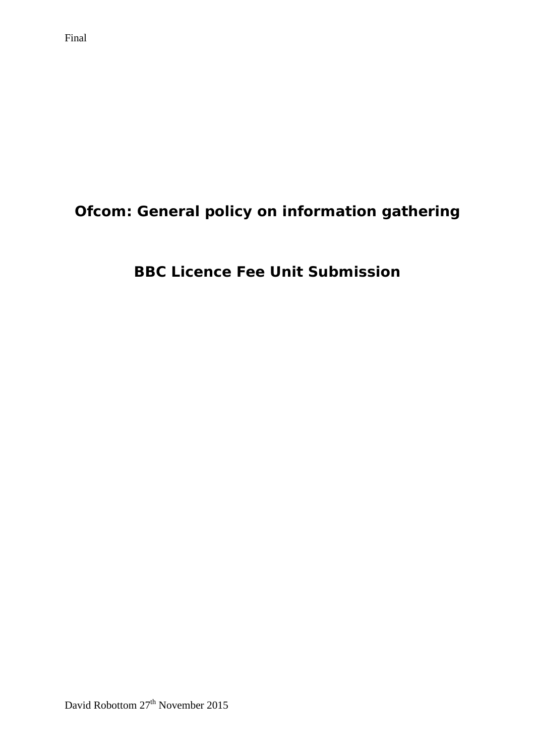Final

# Ofcom: General policy on information gathering

## BBC Licence Fee Unit Submission

David Robottom 27th November 2015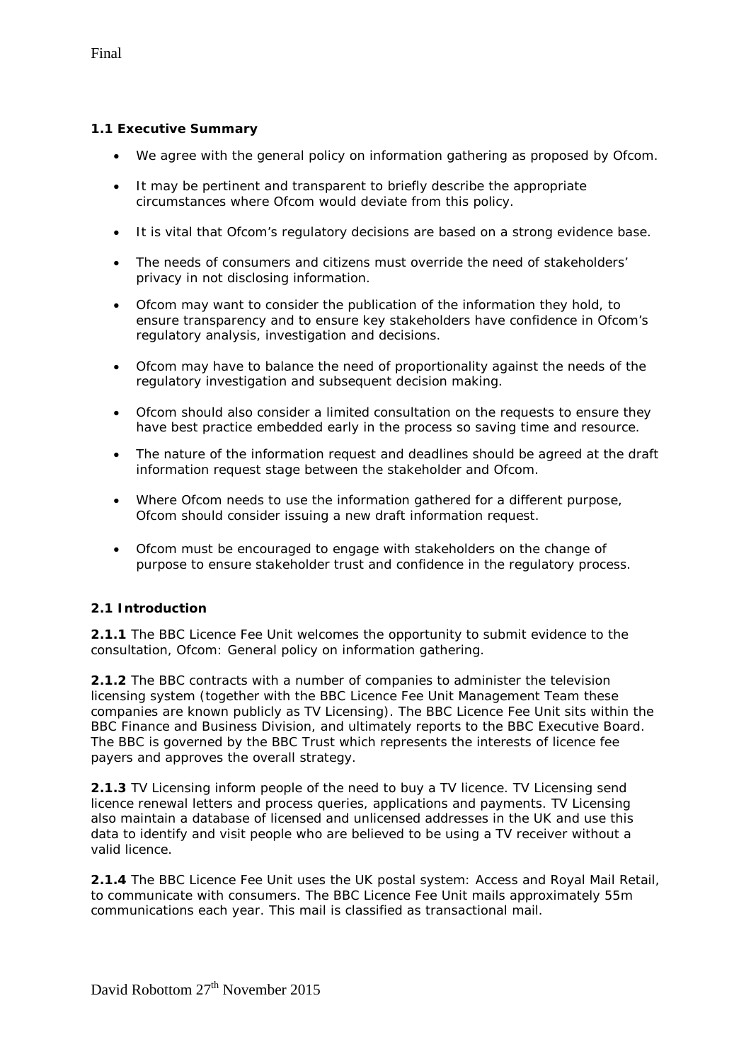### 1.1 Executive Summary

- We agree with the general policy on information gathering as proposed by Ofcom.
- It may be pertinent and transparent to briefly describe the appropriate circumstances where Ofcom would deviate from this policy.
- It is vital that Ofcom's regulatory decisions are based on a strong evidence base.
- The needs of consumers and citizens must override the need of stakeholders' privacy in not disclosing information.
- Ofcom may want to consider the publication of the information they hold, to ensure transparency and to ensure key stakeholders have confidence in Ofcom's regulatory analysis, investigation and decisions.
- Ofcom may have to balance the need of proportionality against the needs of the regulatory investigation and subsequent decision making.
- Ofcom should also consider a limited consultation on the requests to ensure they have best practice embedded early in the process so saving time and resource.
- The nature of the information request and deadlines should be agreed at the draft information request stage between the stakeholder and Ofcom.
- Where Ofcom needs to use the information gathered for a different purpose, Ofcom should consider issuing a new draft information request.
- Ofcom must be encouraged to engage with stakeholders on the change of purpose to ensure stakeholder trust and confidence in the regulatory process.

### 2.1 Introduction

**2.1.1** The BBC Licence Fee Unit welcomes the opportunity to submit evidence to the consultation, Ofcom: General policy on information gathering.

**2.1.2** The BBC contracts with a number of companies to administer the television licensing system (together with the BBC Licence Fee Unit Management Team these companies are known publicly as TV Licensing). The BBC Licence Fee Unit sits within the BBC Finance and Business Division, and ultimately reports to the BBC Executive Board. The BBC is governed by the BBC Trust which represents the interests of licence fee payers and approves the overall strategy.

**2.1.3** TV Licensing inform people of the need to buy a TV licence. TV Licensing send licence renewal letters and process queries, applications and payments. TV Licensing also maintain a database of licensed and unlicensed addresses in the UK and use this data to identify and visit people who are believed to be using a TV receiver without a valid licence.

**2.1.4** The BBC Licence Fee Unit uses the UK postal system: Access and Royal Mail Retail, to communicate with consumers. The BBC Licence Fee Unit mails approximately 55m communications each year. This mail is classified as transactional mail.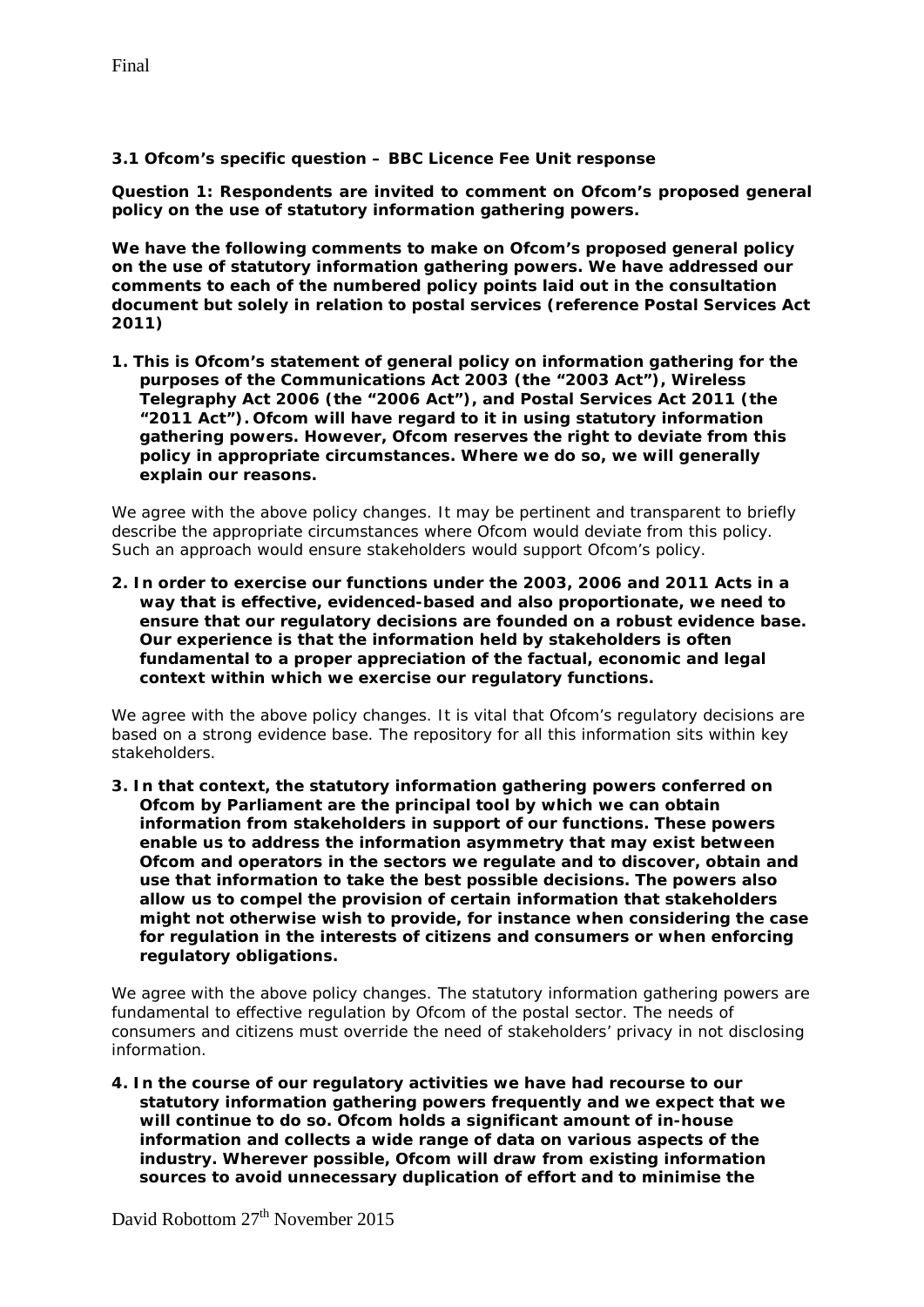**3.1 Ofcom's specific question – BBC Licence Fee Unit response**

**Question 1: Respondents are invited to comment on Ofcom's proposed general policy on the use of statutory information gathering powers.**

**We have the following comments to make on Ofcom's proposed general policy on the use of statutory information gathering powers. We have addressed our comments to each of the numbered policy points laid out in the consultation document but solely in relation to postal services (reference Postal Services Act 2011)**

1. **This is Ofcom's statement of general policy on information gathering for the purposes of the Communications Act 2003 (the "2003 Act"), Wireless Telegraphy Act 2006 (the "2006 Act"), and Postal Services Act 2011 (the "2011 Act"). Ofcom will have regard to it in using statutory information gathering powers. However, Ofcom reserves the right to deviate from this policy in appropriate circumstances. Where we do so, we will generally explain our reasons.**

We agree with the above policy changes. It may be pertinent and transparent to briefly describe the appropriate circumstances where Ofcom would deviate from this policy. Such an approach would ensure stakeholders would support Ofcom's policy.

2. **In order to exercise our functions under the 2003, 2006 and 2011 Acts in a way that is effective, evidenced-based and also proportionate, we need to ensure that our regulatory decisions are founded on a robust evidence base. Our experience is that the information held by stakeholders is often fundamental to a proper appreciation of the factual, economic and legal context within which we exercise our regulatory functions.**

We agree with the above policy changes. It is vital that Ofcom's regulatory decisions are based on a strong evidence base. The repository for all this information sits within key stakeholders.

3. **In that context, the statutory information gathering powers conferred on Ofcom by Parliament are the principal tool by which we can obtain information from stakeholders in support of our functions. These powers enable us to address the information asymmetry that may exist between Ofcom and operators in the sectors we regulate and to discover, obtain and use that information to take the best possible decisions. The powers also allow us to compel the provision of certain information that stakeholders might not otherwise wish to provide, for instance when considering the case for regulation in the interests of citizens and consumers or when enforcing regulatory obligations.**

We agree with the above policy changes. The statutory information gathering powers are fundamental to effective regulation by Ofcom of the postal sector. The needs of consumers and citizens must override the need of stakeholders' privacy in not disclosing information.

4. **In the course of our regulatory activities we have had recourse to our statutory information gathering powers frequently and we expect that we will continue to do so. Ofcom holds a significant amount of in-house information and collects a wide range of data on various aspects of the industry. Wherever possible, Ofcom will draw from existing information sources to avoid unnecessary duplication of effort and to minimise the**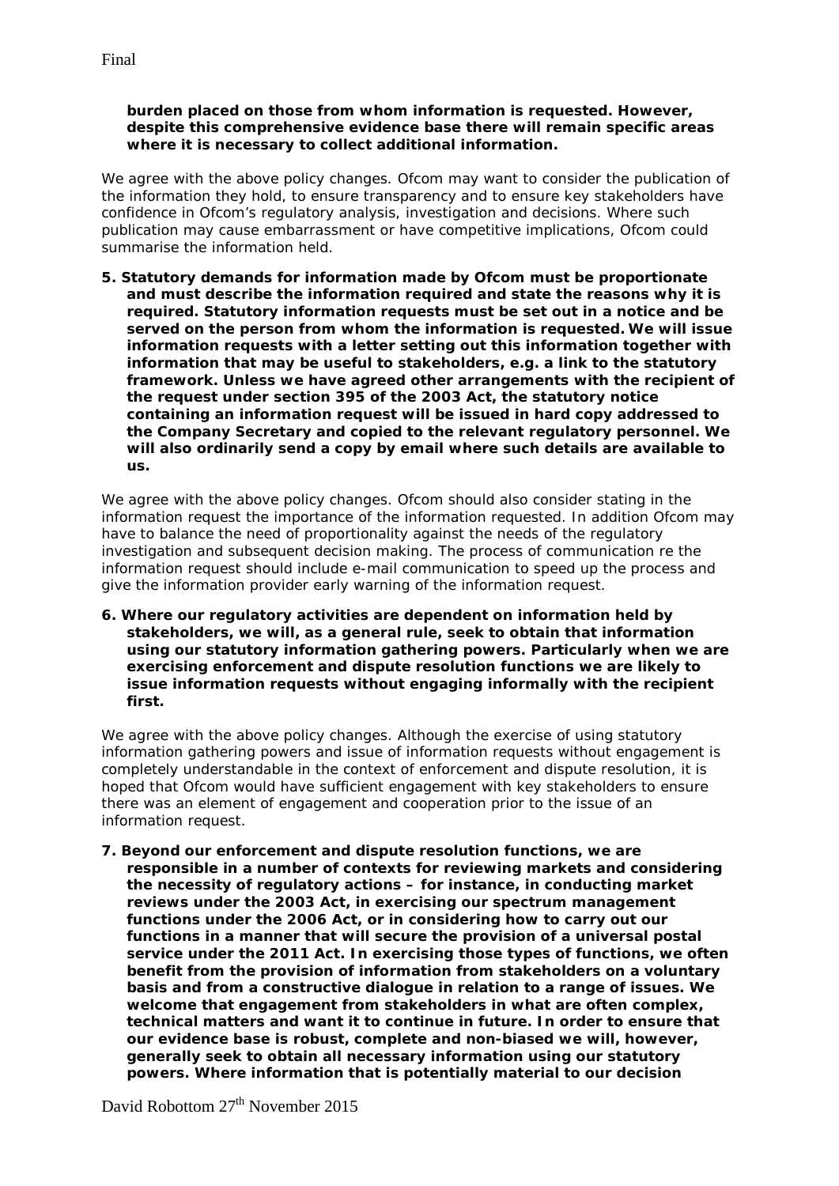**burden placed on those from whom information is requested. However, despite this comprehensive evidence base there will remain specific areas where it is necessary to collect additional information.**

We agree with the above policy changes. Ofcom may want to consider the publication of the information they hold, to ensure transparency and to ensure key stakeholders have confidence in Ofcom's regulatory analysis, investigation and decisions. Where such publication may cause embarrassment or have competitive implications, Ofcom could summarise the information held.

5. **Statutory demands for information made by Ofcom must be proportionate and must describe the information required and state the reasons why it is required. Statutory information requests must be set out in a notice and be served on the person from whom the information is requested. We will issue information requests with a letter setting out this information together with information that may be useful to stakeholders, e.g. a link to the statutory framework. Unless we have agreed other arrangements with the recipient of the request under section 395 of the 2003 Act, the statutory notice containing an information request will be issued in hard copy addressed to the Company Secretary and copied to the relevant regulatory personnel. We will also ordinarily send a copy by email where such details are available to us.**

We agree with the above policy changes. Ofcom should also consider stating in the information request the importance of the information requested. In addition Ofcom may have to balance the need of proportionality against the needs of the regulatory investigation and subsequent decision making. The process of communication re the information request should include e-mail communication to speed up the process and give the information provider early warning of the information request.

6. **Where our regulatory activities are dependent on information held by stakeholders, we will, as a general rule, seek to obtain that information using our statutory information gathering powers. Particularly when we are exercising enforcement and dispute resolution functions we are likely to issue information requests without engaging informally with the recipient first.**

We agree with the above policy changes. Although the exercise of using statutory information gathering powers and issue of information requests without engagement is completely understandable in the context of enforcement and dispute resolution, it is hoped that Ofcom would have sufficient engagement with key stakeholders to ensure there was an element of engagement and cooperation prior to the issue of an information request.

7. **Beyond our enforcement and dispute resolution functions, we are responsible in a number of contexts for reviewing markets and considering the necessity of regulatory actions – for instance, in conducting market reviews under the 2003 Act, in exercising our spectrum management functions under the 2006 Act, or in considering how to carry out our functions in a manner that will secure the provision of a universal postal service under the 2011 Act. In exercising those types of functions, we often benefit from the provision of information from stakeholders on a voluntary basis and from a constructive dialogue in relation to a range of issues. We welcome that engagement from stakeholders in what are often complex, technical matters and want it to continue in future. In order to ensure that our evidence base is robust, complete and non-biased we will, however, generally seek to obtain all necessary information using our statutory powers. Where information that is potentially material to our decision**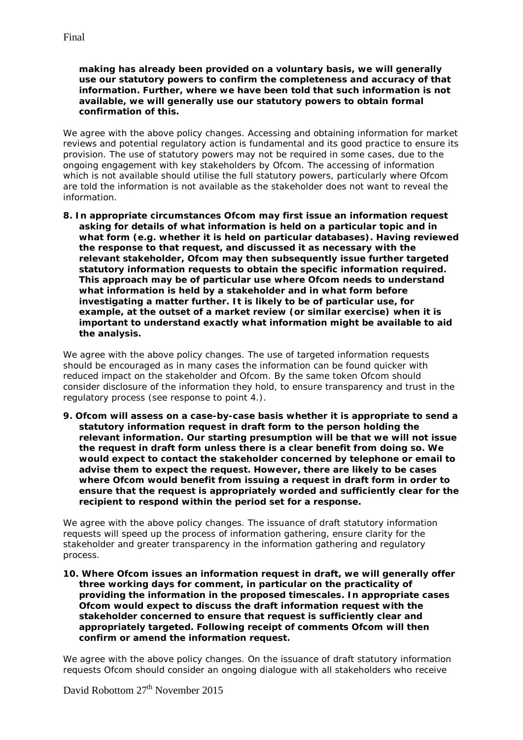**making has already been provided on a voluntary basis, we will generally use our statutory powers to confirm the completeness and accuracy of that information. Further, where we have been told that such information is not available, we will generally use our statutory powers to obtain formal confirmation of this.**

We agree with the above policy changes. Accessing and obtaining information for market reviews and potential regulatory action is fundamental and its good practice to ensure its provision. The use of statutory powers may not be required in some cases, due to the ongoing engagement with key stakeholders by Ofcom. The accessing of information which is not available should utilise the full statutory powers, particularly where Ofcom are told the information is not available as the stakeholder does not want to reveal the information.

**8. In appropriate circumstances Ofcom may first issue an information request asking for details of what information is held on a particular topic and in what form (e.g. whether it is held on particular databases). Having reviewed the response to that request, and discussed it as necessary with the relevant stakeholder, Ofcom may then subsequently issue further targeted statutory information requests to obtain the specific information required. This approach may be of particular use where Ofcom needs to understand what information is held by a stakeholder and in what form before investigating a matter further. It is likely to be of particular use, for example, at the outset of a market review (or similar exercise) when it is important to understand exactly what information might be available to aid the analysis.**

We agree with the above policy changes. The use of targeted information requests should be encouraged as in many cases the information can be found quicker with reduced impact on the stakeholder and Ofcom. By the same token Ofcom should consider disclosure of the information they hold, to ensure transparency and trust in the regulatory process (see response to point 4.).

**9. Ofcom will assess on a case-by-case basis whether it is appropriate to send a statutory information request in draft form to the person holding the relevant information. Our starting presumption will be that we will not issue the request in draft form unless there is a clear benefit from doing so. We would expect to contact the stakeholder concerned by telephone or email to advise them to expect the request. However, there are likely to be cases where Ofcom would benefit from issuing a request in draft form in order to ensure that the request is appropriately worded and sufficiently clear for the recipient to respond within the period set for a response.**

We agree with the above policy changes. The issuance of draft statutory information requests will speed up the process of information gathering, ensure clarity for the stakeholder and greater transparency in the information gathering and regulatory process.

**10. Where Ofcom issues an information request in draft, we will generally offer three working days for comment, in particular on the practicality of providing the information in the proposed timescales. In appropriate cases Ofcom would expect to discuss the draft information request with the stakeholder concerned to ensure that request is sufficiently clear and appropriately targeted. Following receipt of comments Ofcom will then confirm or amend the information request.**

We agree with the above policy changes. On the issuance of draft statutory information requests Ofcom should consider an ongoing dialogue with all stakeholders who receive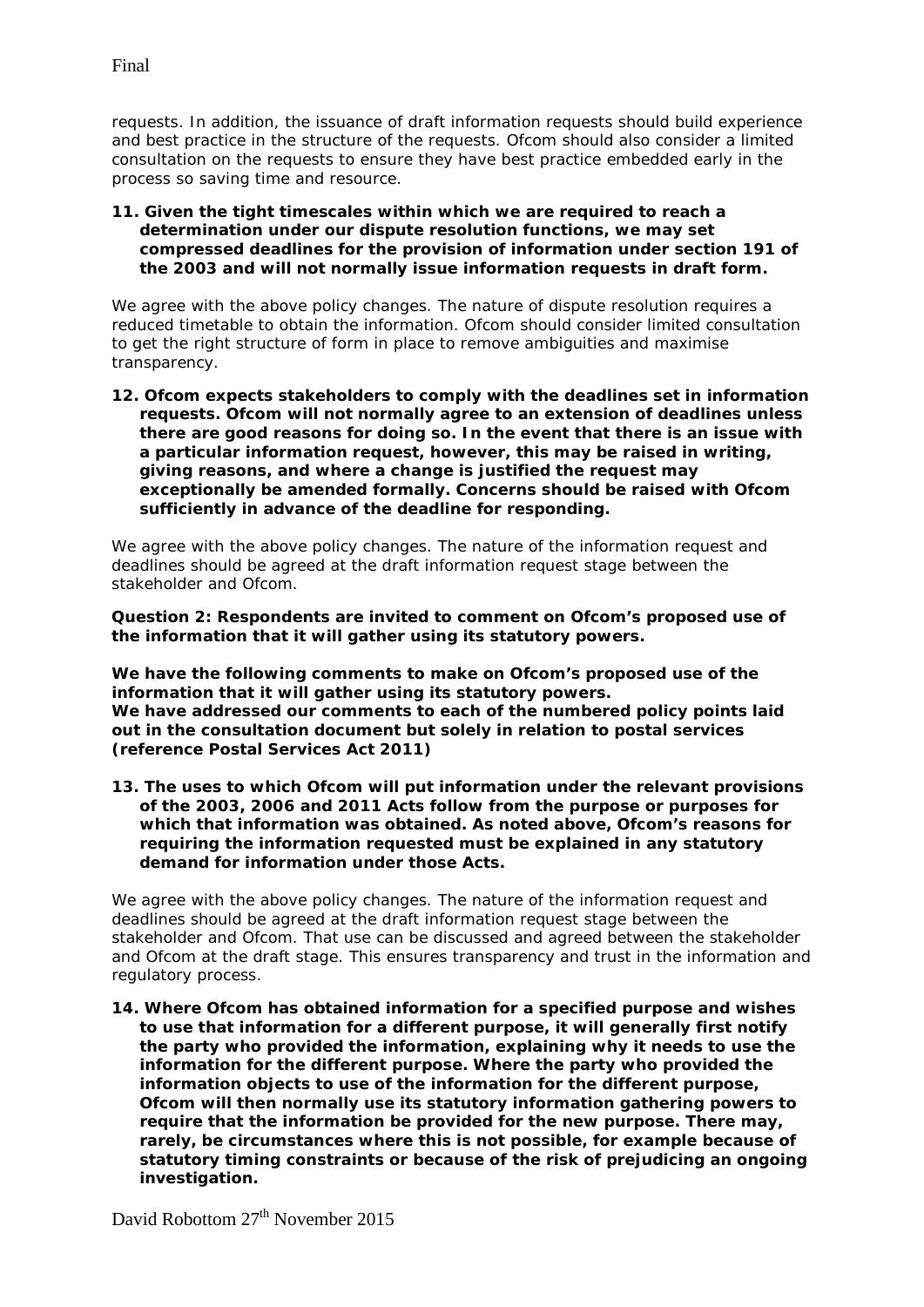requests. In addition, the issuance of draft information requests should build experience and best practice in the structure of the requests. Ofcom should also consider a limited consultation on the requests to ensure they have best practice embedded early in the process so saving time and resource.

11. **Given the tight timescales within which we are required to reach a determination under our dispute resolution functions, we may set compressed deadlines for the provision of information under section 191 of the 2003 and will not normally issue information requests in draft form.**

We agree with the above policy changes. The nature of dispute resolution requires a reduced timetable to obtain the information. Ofcom should consider limited consultation to get the right structure of form in place to remove ambiguities and maximise transparency.

12. **Ofcom expects stakeholders to comply with the deadlines set in information requests. Ofcom will not normally agree to an extension of deadlines unless there are good reasons for doing so. In the event that there is an issue with a particular information request, however, this may be raised in writing, giving reasons, and where a change is justified the request may exceptionally be amended formally. Concerns should be raised with Ofcom sufficiently in advance of the deadline for responding.**

We agree with the above policy changes. The nature of the information request and deadlines should be agreed at the draft information request stage between the stakeholder and Ofcom.

**Question 2: Respondents are invited to comment on Ofcom's proposed use of the information that it will gather using its statutory powers.**

**We have the following comments to make on Ofcom's proposed use of the information that it will gather using its statutory powers.**
**We have addressed our comments to each of the numbered policy points laid out in the consultation document but solely in relation to postal services (reference Postal Services Act 2011)**

13. **The uses to which Ofcom will put information under the relevant provisions of the 2003, 2006 and 2011 Acts follow from the purpose or purposes for which that information was obtained. As noted above, Ofcom's reasons for requiring the information requested must be explained in any statutory demand for information under those Acts.**

We agree with the above policy changes. The nature of the information request and deadlines should be agreed at the draft information request stage between the stakeholder and Ofcom. That use can be discussed and agreed between the stakeholder and Ofcom at the draft stage. This ensures transparency and trust in the information and regulatory process.

14. **Where Ofcom has obtained information for a specified purpose and wishes to use that information for a different purpose, it will generally first notify the party who provided the information, explaining why it needs to use the information for the different purpose. Where the party who provided the information objects to use of the information for the different purpose, Ofcom will then normally use its statutory information gathering powers to require that the information be provided for the new purpose. There may, rarely, be circumstances where this is not possible, for example because of statutory timing constraints or because of the risk of prejudicing an ongoing investigation.**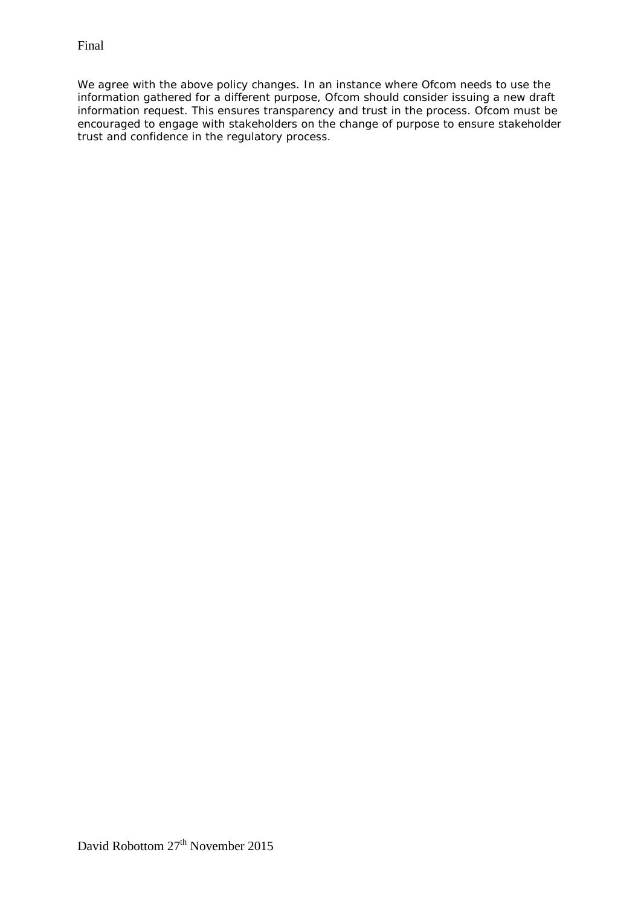We agree with the above policy changes. In an instance where Ofcom needs to use the information gathered for a different purpose, Ofcom should consider issuing a new draft information request. This ensures transparency and trust in the process. Ofcom must be encouraged to engage with stakeholders on the change of purpose to ensure stakeholder trust and confidence in the regulatory process.